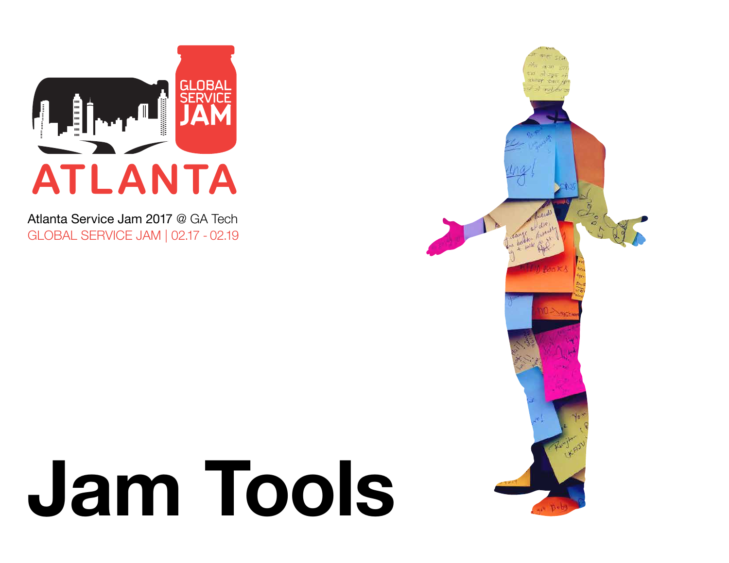ATLANTA

GLOBAL SERVICE JAM

Atlanta Service Jam 2017 @ GA Tech

GLOBAL SERVICE JAM | 02.17 - 02.19

# Jam Tools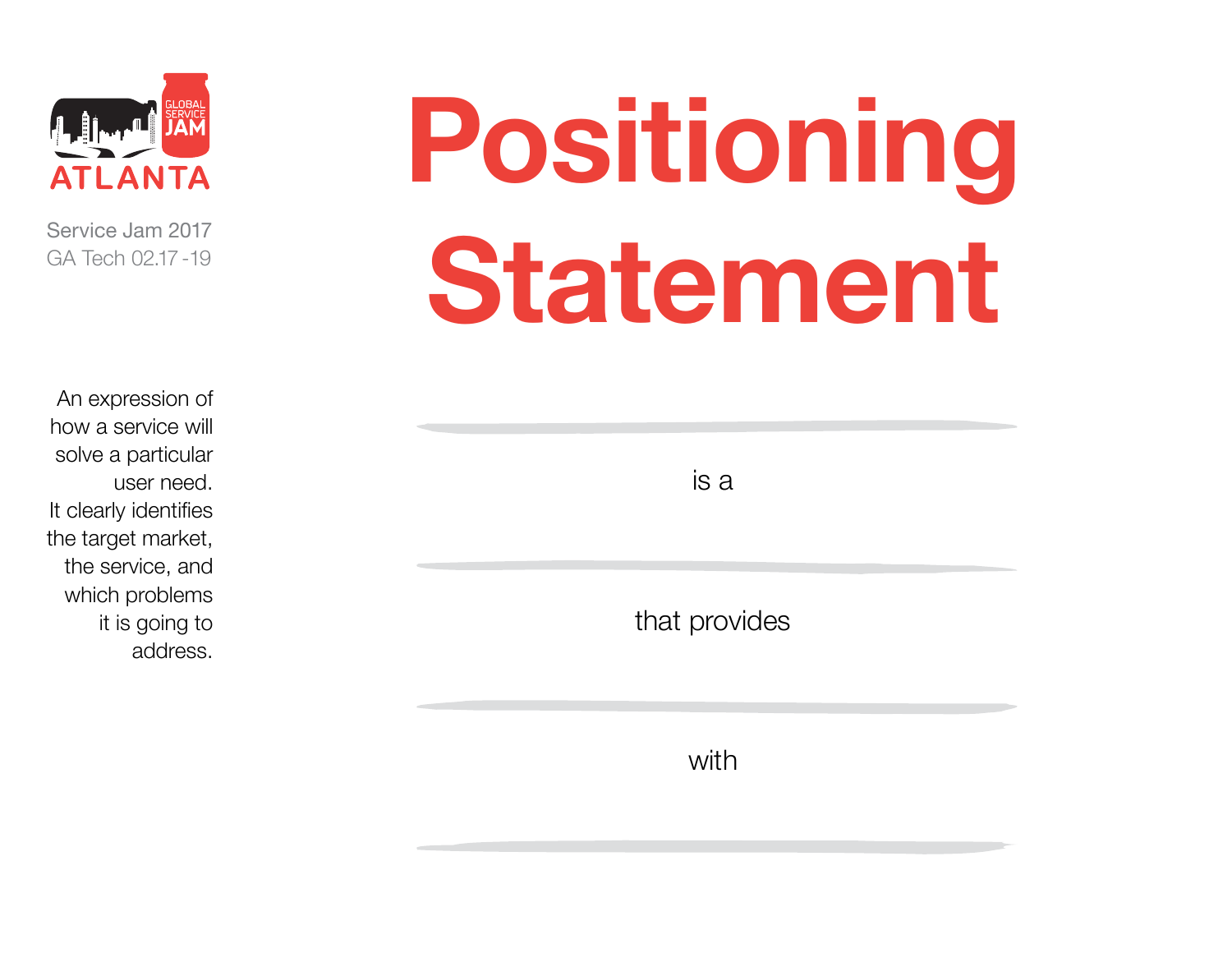GLOBAL SERVICE JAM

ATLANTA

Service Jam 2017
GA Tech 02.17 -19

An expression of how a service will solve a particular user need. It clearly identifies the target market, the service, and which problems it is going to address.

# Positioning Statement

\_\_\_\_\_\_\_\_\_\_\_\_\_\_\_\_\_\_\_\_\_\_\_\_\_\_\_\_\_\_\_\_

is a

\_\_\_\_\_\_\_\_\_\_\_\_\_\_\_\_\_\_\_\_\_\_\_\_\_\_\_\_\_\_\_\_

that provides

\_\_\_\_\_\_\_\_\_\_\_\_\_\_\_\_\_\_\_\_\_\_\_\_\_\_\_\_\_\_\_\_

with

\_\_\_\_\_\_\_\_\_\_\_\_\_\_\_\_\_\_\_\_\_\_\_\_\_\_\_\_\_\_\_\_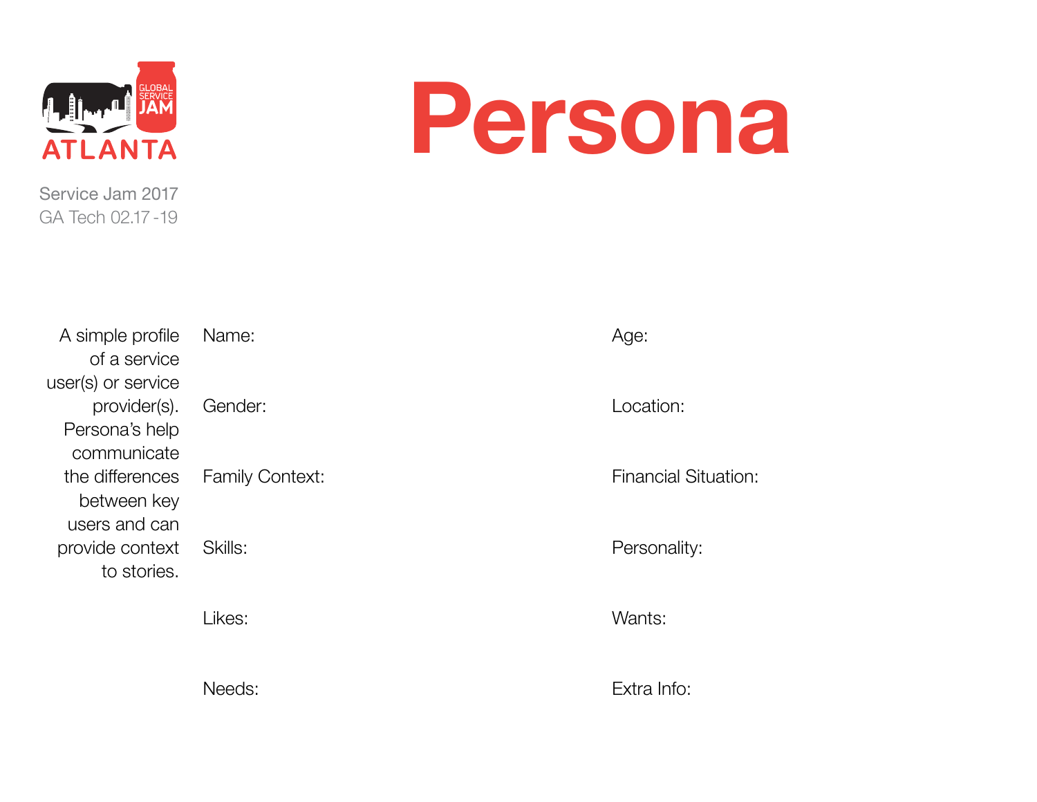ATLANTA

GLOBAL SERVICE JAM

Service Jam 2017
GA Tech 02.17 -19

# Persona

A simple profile of a service user(s) or service provider(s). Persona's help communicate the differences between key users and can provide context to stories.

Name:

Age:

Gender:

Location:

Family Context:

Financial Situation:

Skills:

Personality:

Likes:

Wants:

Needs:

Extra Info: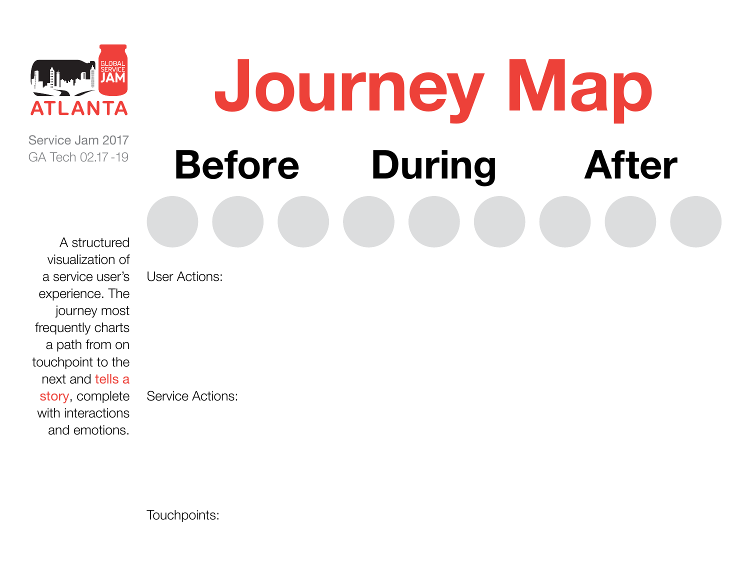ATLANTA

GLOBAL SERVICE JAM

Service Jam 2017
GA Tech 02.17 -19

# Journey Map

## Before During After

A structured visualization of a service user's experience. The journey most frequently charts a path from on touchpoint to the next and tells a story, complete with interactions and emotions.

User Actions:

Service Actions:

Touchpoints: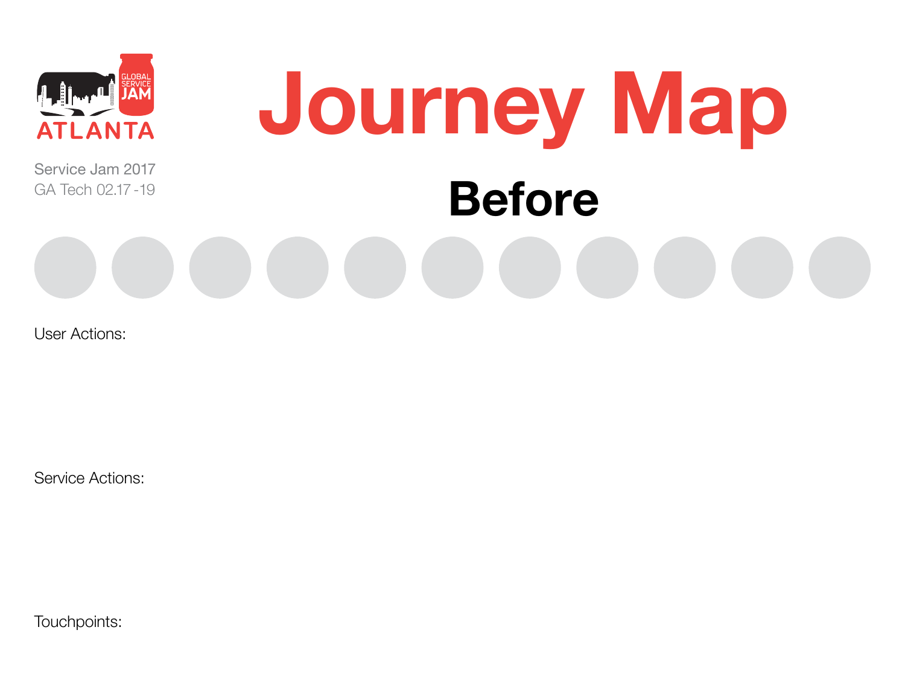GLOBAL SERVICE JAM

ATLANTA

Service Jam 2017
GA Tech 02.17 -19

# Journey Map

## Before

User Actions:

Service Actions:

Touchpoints: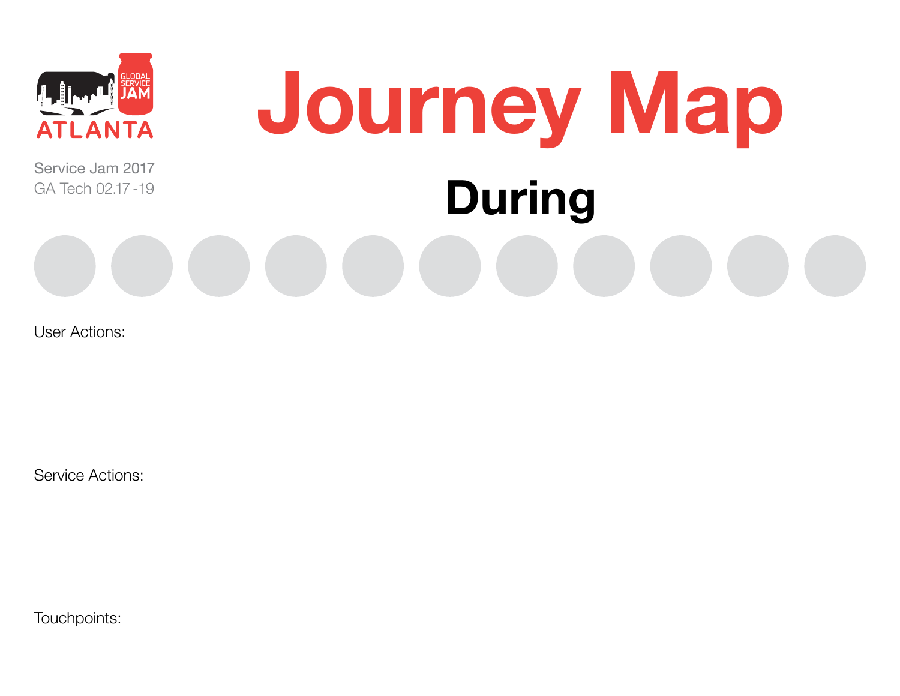ATLANTA

Service Jam 2017
GA Tech 02.17 -19

# Journey Map

## During

User Actions:

Service Actions:

Touchpoints: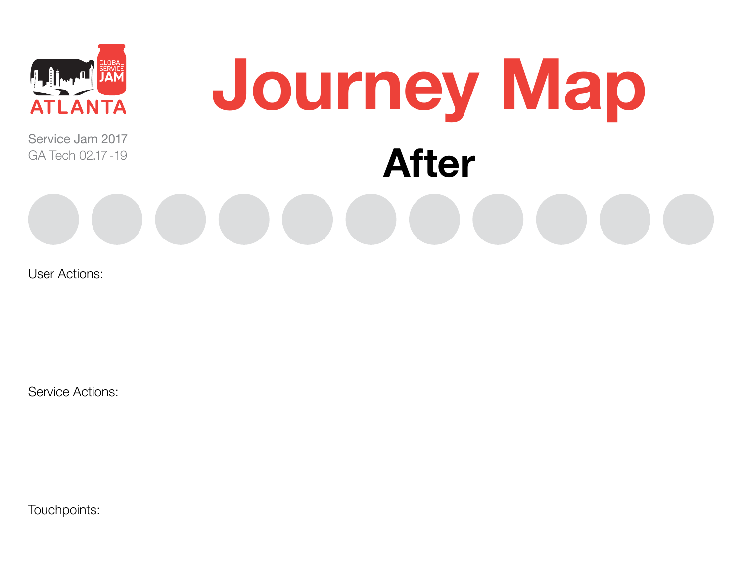GLOBAL SERVICE JAM

ATLANTA

Service Jam 2017
GA Tech 02.17 -19

# Journey Map

## After

User Actions:

Service Actions:

Touchpoints: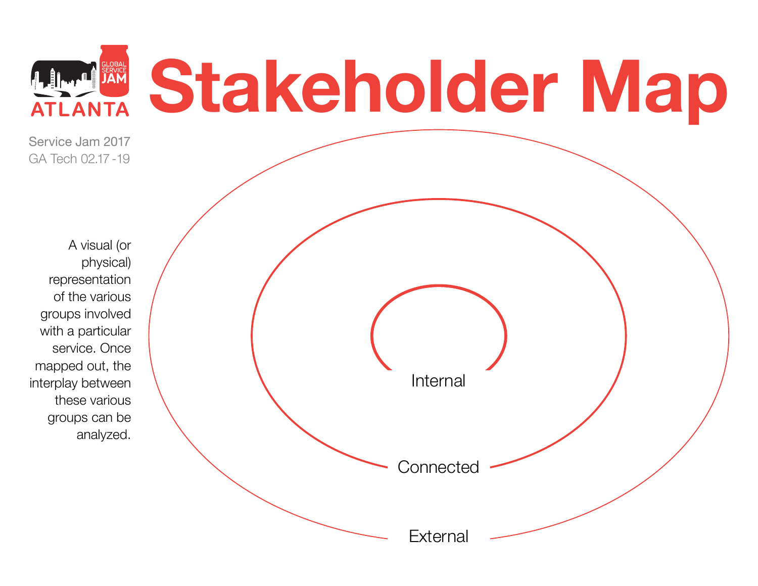# Stakeholder Map

ATLANTA

Service Jam 2017
GA Tech 02.17 -19

A visual (or physical) representation of the various groups involved with a particular service. Once mapped out, the interplay between these various groups can be analyzed.

Internal

Connected

External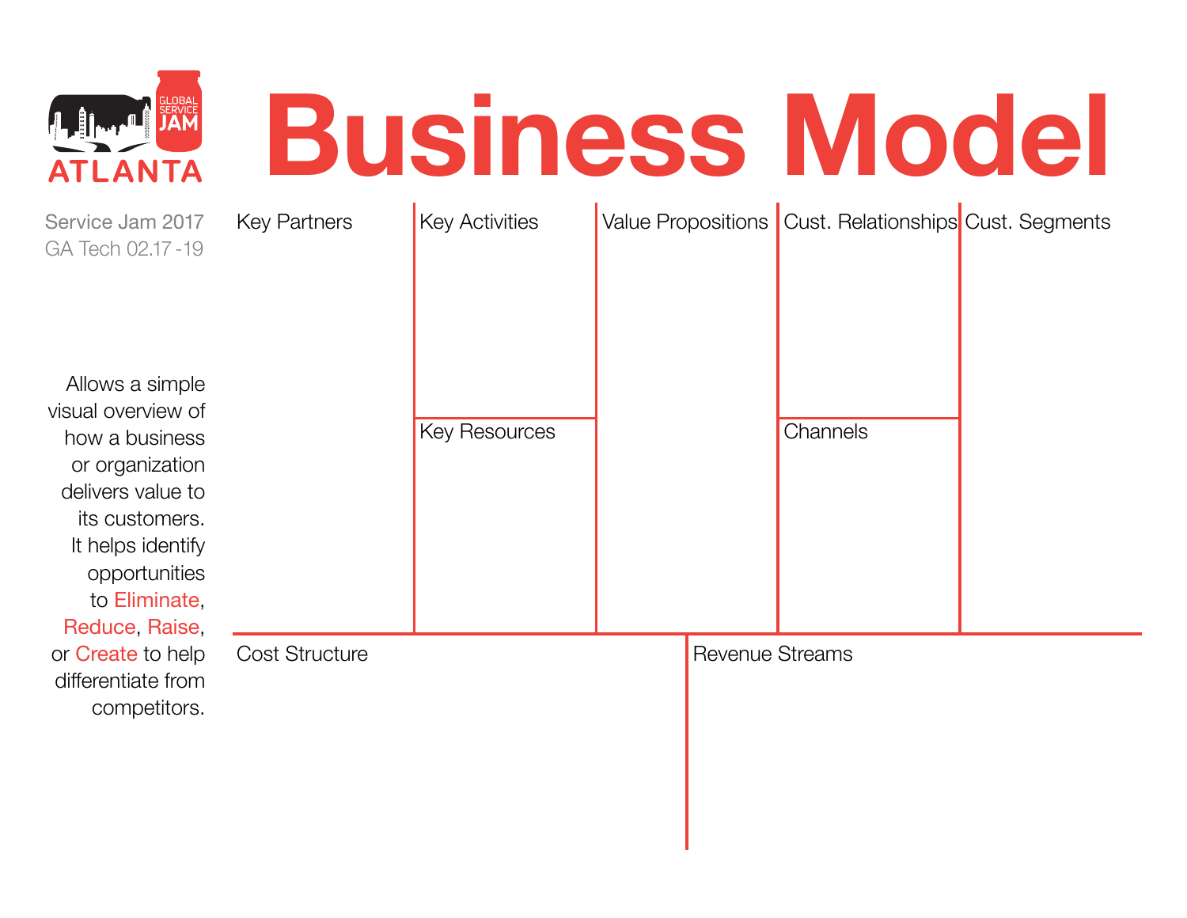ATLANTA

GLOBAL SERVICE JAM

# Business Model

Service Jam 2017
GA Tech 02.17 -19

Allows a simple visual overview of how a business or organization delivers value to its customers. It helps identify opportunities to Eliminate, Reduce, Raise, or Create to help differentiate from competitors.

Key Partners

Key Activities

Key Resources

Value Propositions

Cust. Relationships

Channels

Cust. Segments

Cost Structure

Revenue Streams